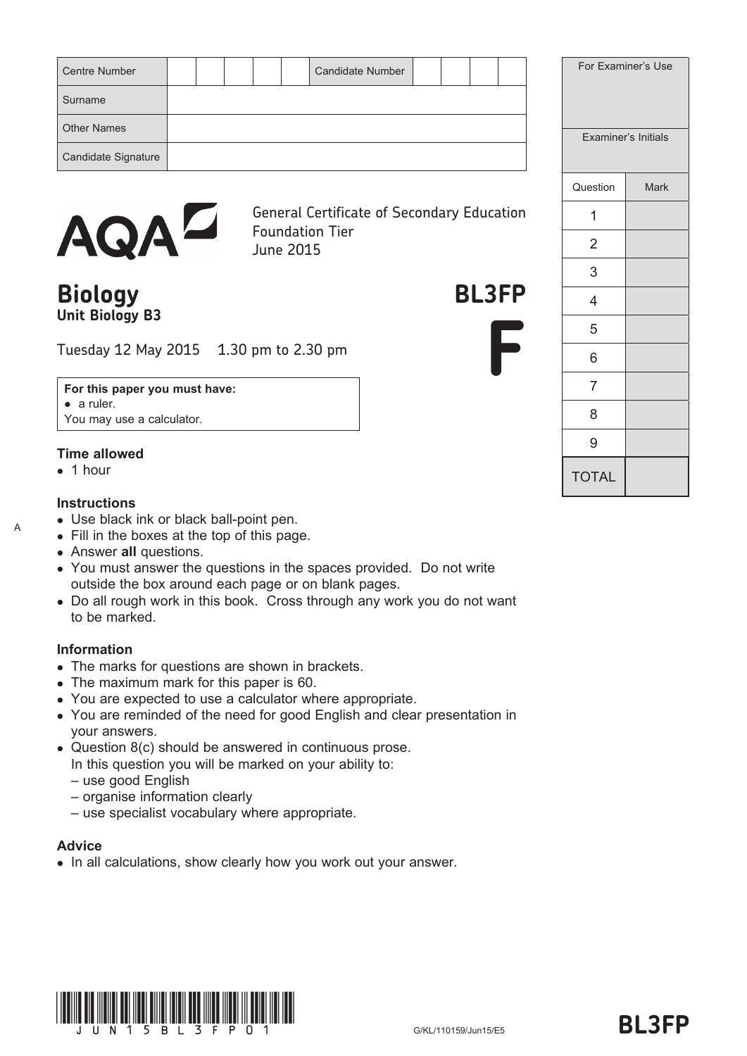| Centre Number | | | | | | Candidate Number | | | | |
|---|---|---|---|---|---|---|---|---|---|---|
| Surname | | | | | | | | | | |
| Other Names | | | | | | | | | | |
| Candidate Signature | | | | | | | | | | |

| For Examiner's Use | |
|---|---|
| Examiner's Initials | |
| **Question** | **Mark** |
| 1 | |
| 2 | |
| 3 | |
| 4 | |
| 5 | |
| 6 | |
| 7 | |
| 8 | |
| 9 | |
| TOTAL | |

AQA

General Certificate of Secondary Education
Foundation Tier
June 2015

# Biology

## Unit Biology B3

# BL3FP

# F

Tuesday 12 May 2015 1.30 pm to 2.30 pm

**For this paper you must have:**
- a ruler.

You may use a calculator.

### Time allowed
- 1 hour

### Instructions
- Use black ink or black ball-point pen.
- Fill in the boxes at the top of this page.
- Answer **all** questions.
- You must answer the questions in the spaces provided. Do not write outside the box around each page or on blank pages.
- Do all rough work in this book. Cross through any work you do not want to be marked.

### Information
- The marks for questions are shown in brackets.
- The maximum mark for this paper is 60.
- You are expected to use a calculator where appropriate.
- You are reminded of the need for good English and clear presentation in your answers.
- Question 8(c) should be answered in continuous prose.
  In this question you will be marked on your ability to:
  – use good English
  – organise information clearly
  – use specialist vocabulary where appropriate.

### Advice
- In all calculations, show clearly how you work out your answer.

G/KL/110159/Jun15/E5

BL3FP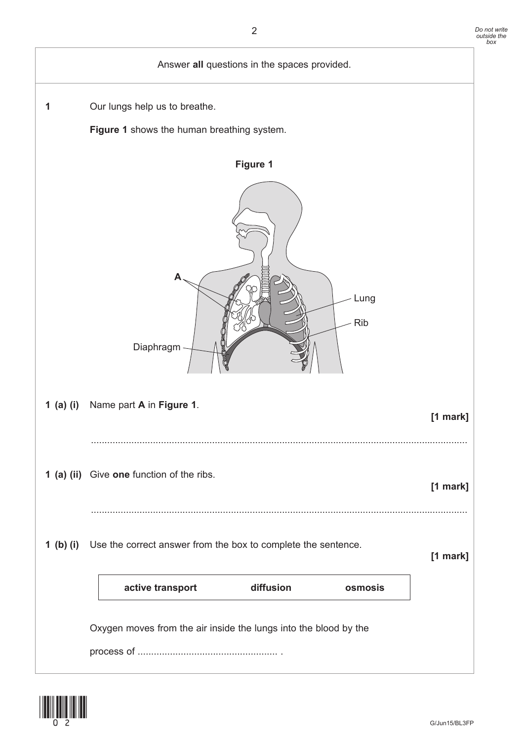Answer **all** questions in the spaces provided.

**1** Our lungs help us to breathe.

**Figure 1** shows the human breathing system.

**Figure 1**

A

Lung

Rib

Diaphragm

**1 (a) (i)** Name part **A** in **Figure 1**. **[1 mark]**

............................................................................................................................................

**1 (a) (ii)** Give **one** function of the ribs. **[1 mark]**

............................................................................................................................................

**1 (b) (i)** Use the correct answer from the box to complete the sentence. **[1 mark]**

| **active transport** | **diffusion** | **osmosis** |
|---|---|---|

Oxygen moves from the air inside the lungs into the blood by the

process of .................................................... .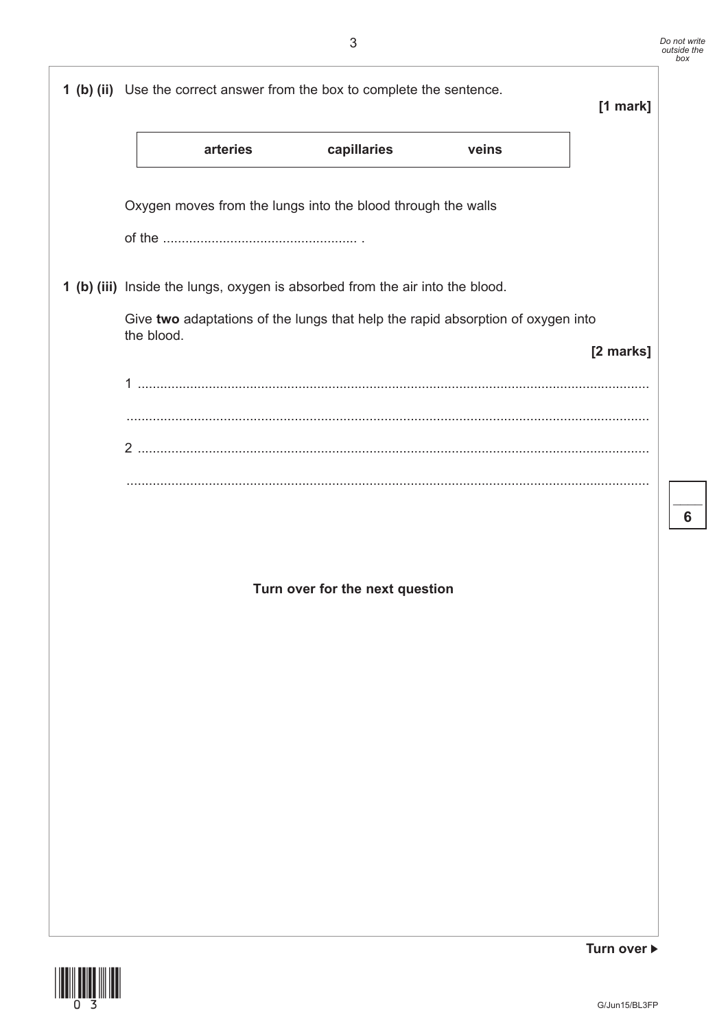**1 (b) (ii)** Use the correct answer from the box to complete the sentence.

**[1 mark]**

| **arteries** | **capillaries** | **veins** |
|---|---|---|

Oxygen moves from the lungs into the blood through the walls

of the .................................................... .

**1 (b) (iii)** Inside the lungs, oxygen is absorbed from the air into the blood.

Give **two** adaptations of the lungs that help the rapid absorption of oxygen into the blood.

**[2 marks]**

1 ............................................................................................................................

............................................................................................................................

2 ............................................................................................................................

............................................................................................................................

**Turn over for the next question**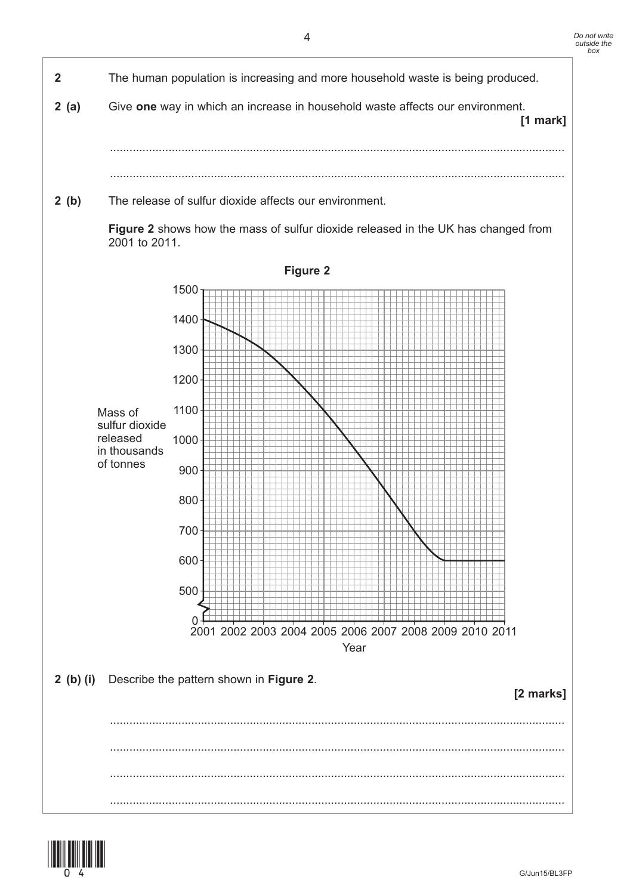**2** The human population is increasing and more household waste is being produced.

**2 (a)** Give **one** way in which an increase in household waste affects our environment. **[1 mark]**

...........................................................................................................................................

...........................................................................................................................................

**2 (b)** The release of sulfur dioxide affects our environment.

**Figure 2** shows how the mass of sulfur dioxide released in the UK has changed from 2001 to 2011.

**Figure 2**

Mass of sulfur dioxide released in thousands of tonnes (y-axis: 0, 500, 600, 700, 800, 900, 1000, 1100, 1200, 1300, 1400, 1500)

Year (x-axis: 2001, 2002, 2003, 2004, 2005, 2006, 2007, 2008, 2009, 2010, 2011)

**2 (b) (i)** Describe the pattern shown in **Figure 2**. **[2 marks]**

...........................................................................................................................................

...........................................................................................................................................

...........................................................................................................................................

...........................................................................................................................................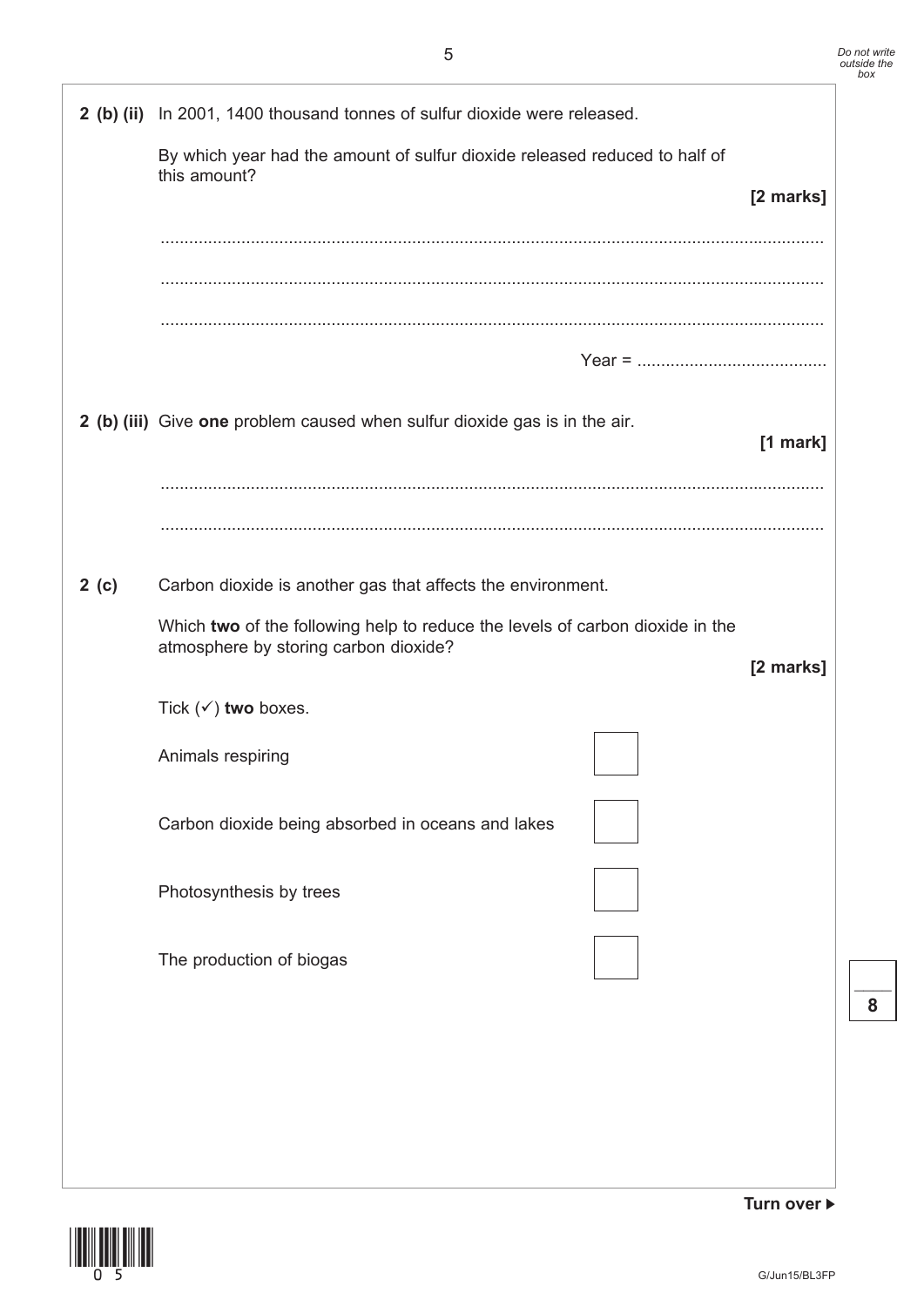**2 (b) (ii)** In 2001, 1400 thousand tonnes of sulfur dioxide were released.

By which year had the amount of sulfur dioxide released reduced to half of this amount?

**[2 marks]**

...........................................................................................................................................

...........................................................................................................................................

...........................................................................................................................................

Year = ........................................

**2 (b) (iii)** Give **one** problem caused when sulfur dioxide gas is in the air.

**[1 mark]**

...........................................................................................................................................

...........................................................................................................................................

**2 (c)** Carbon dioxide is another gas that affects the environment.

Which **two** of the following help to reduce the levels of carbon dioxide in the atmosphere by storing carbon dioxide?

**[2 marks]**

Tick (✓) **two** boxes.

Animals respiring ☐

Carbon dioxide being absorbed in oceans and lakes ☐

Photosynthesis by trees ☐

The production of biogas ☐

**Turn over ▶**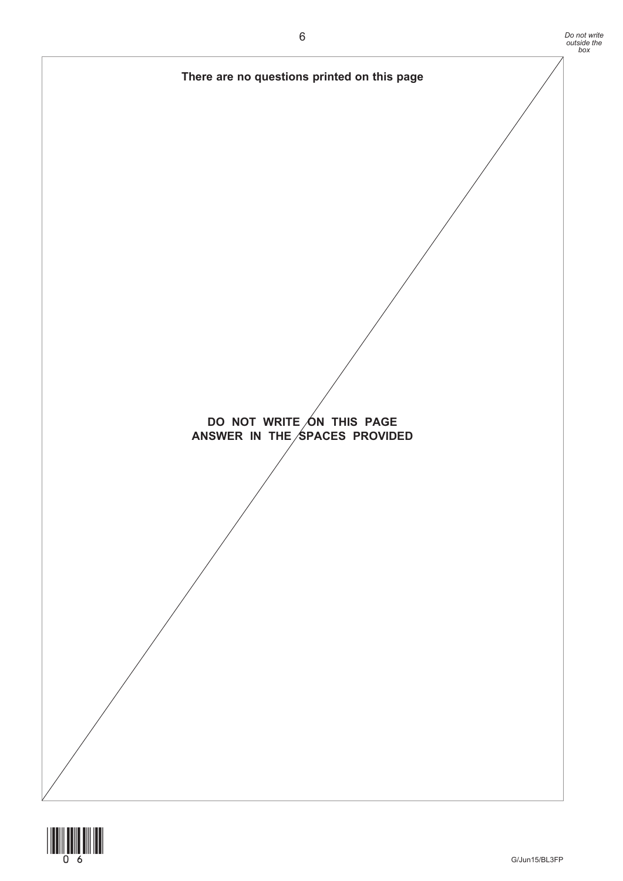**There are no questions printed on this page**

**DO NOT WRITE ON THIS PAGE**
**ANSWER IN THE SPACES PROVIDED**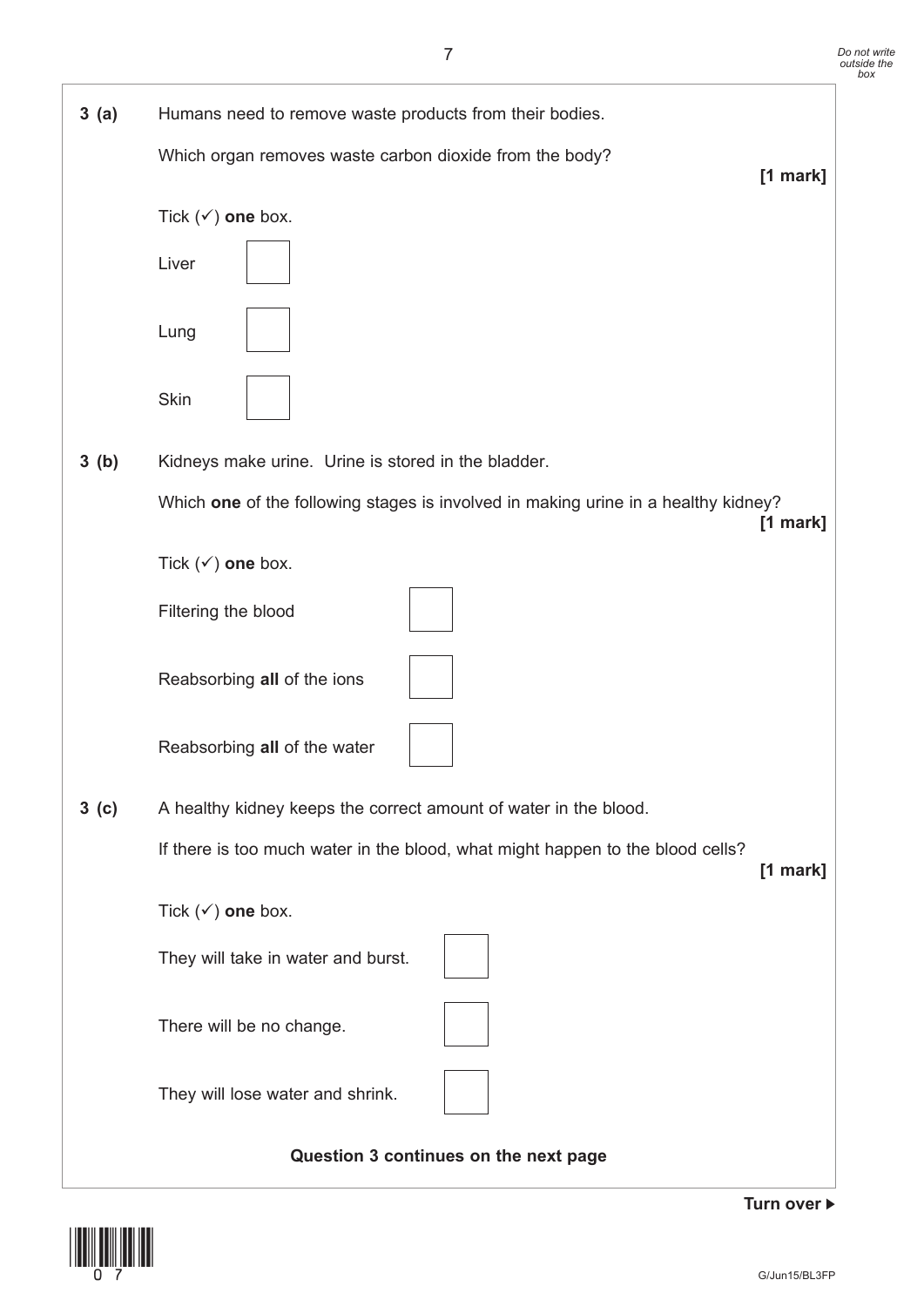**3 (a)** Humans need to remove waste products from their bodies.

Which organ removes waste carbon dioxide from the body?

**[1 mark]**

Tick (✓) **one** box.

Liver ☐

Lung ☐

Skin ☐

**3 (b)** Kidneys make urine. Urine is stored in the bladder.

Which **one** of the following stages is involved in making urine in a healthy kidney?

**[1 mark]**

Tick (✓) **one** box.

Filtering the blood ☐

Reabsorbing **all** of the ions ☐

Reabsorbing **all** of the water ☐

**3 (c)** A healthy kidney keeps the correct amount of water in the blood.

If there is too much water in the blood, what might happen to the blood cells?

**[1 mark]**

Tick (✓) **one** box.

They will take in water and burst. ☐

There will be no change. ☐

They will lose water and shrink. ☐

**Question 3 continues on the next page**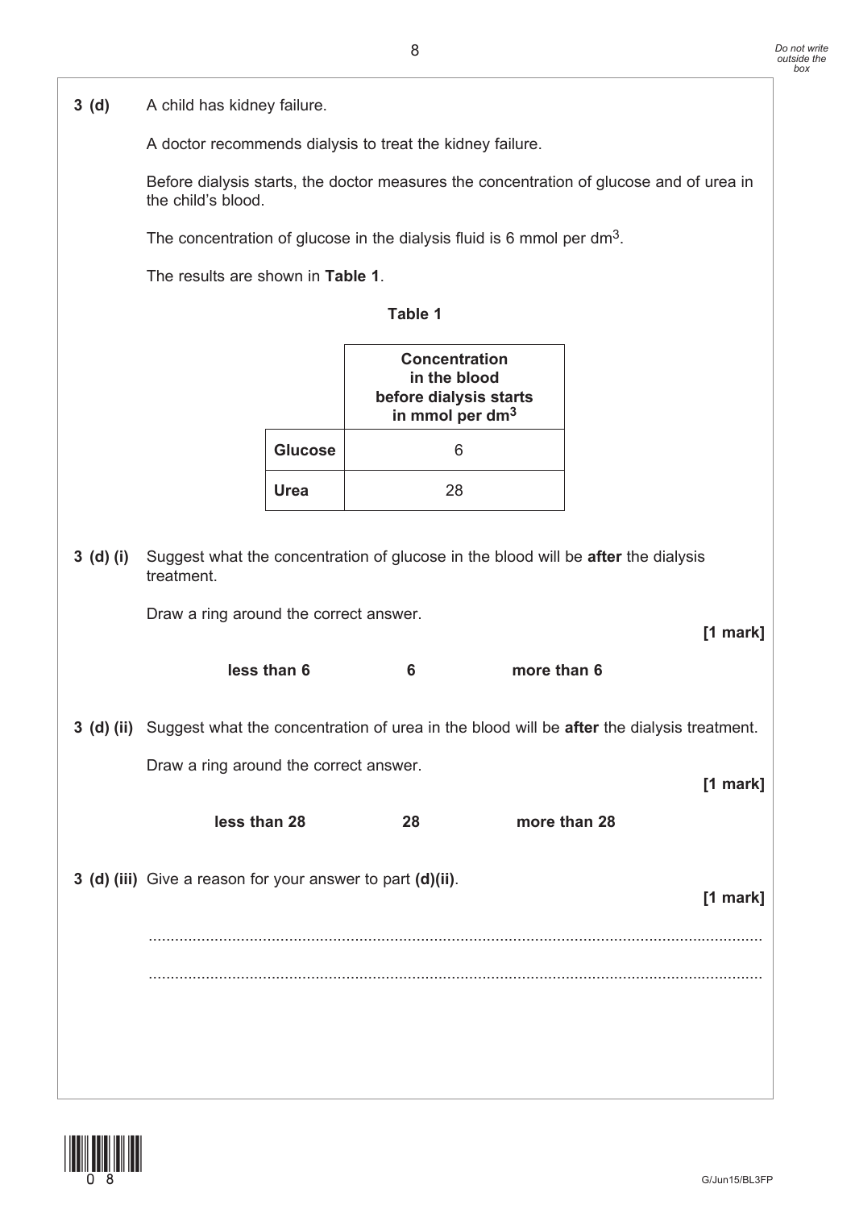**3 (d)** A child has kidney failure.

A doctor recommends dialysis to treat the kidney failure.

Before dialysis starts, the doctor measures the concentration of glucose and of urea in the child's blood.

The concentration of glucose in the dialysis fluid is 6 mmol per $dm^3$.

The results are shown in **Table 1**.

**Table 1**

| | **Concentration in the blood before dialysis starts in mmol per $dm^3$** |
|---|---|
| **Glucose** | 6 |
| **Urea** | 28 |

**3 (d) (i)** Suggest what the concentration of glucose in the blood will be **after** the dialysis treatment.

Draw a ring around the correct answer.

**[1 mark]**

**less than 6** **6** **more than 6**

**3 (d) (ii)** Suggest what the concentration of urea in the blood will be **after** the dialysis treatment.

Draw a ring around the correct answer.

**[1 mark]**

**less than 28** **28** **more than 28**

**3 (d) (iii)** Give a reason for your answer to part **(d)(ii)**.

**[1 mark]**

..........................................................................................................................................

..........................................................................................................................................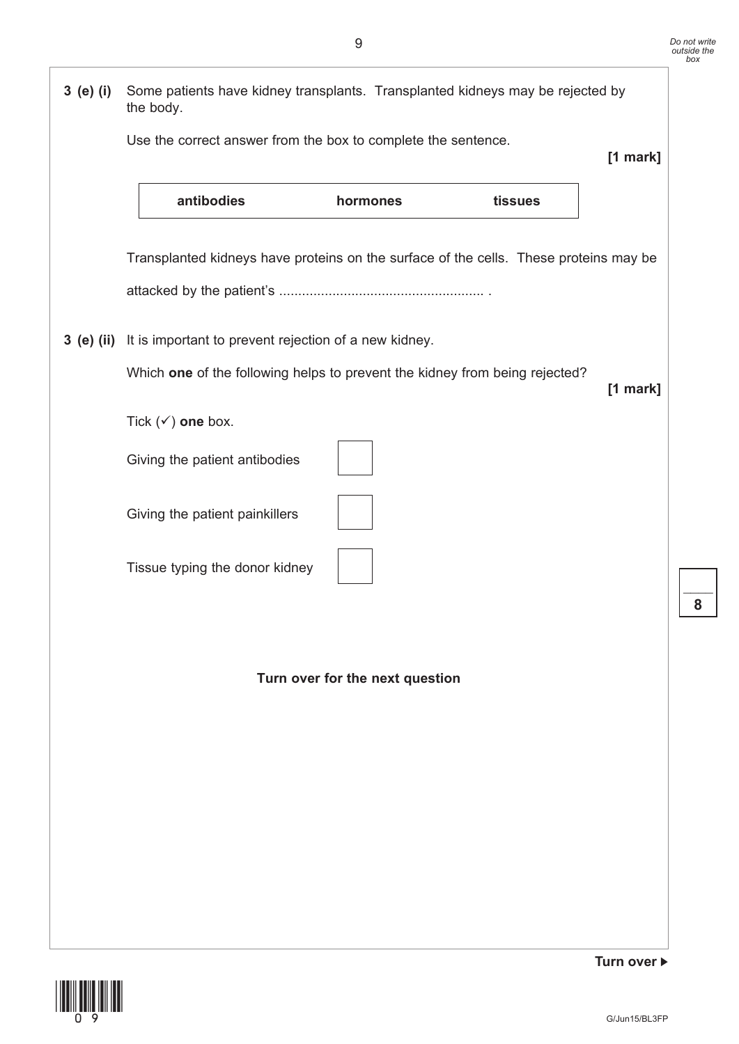**3 (e) (i)** Some patients have kidney transplants. Transplanted kidneys may be rejected by the body.

Use the correct answer from the box to complete the sentence.

**[1 mark]**

| **antibodies** | **hormones** | **tissues** |
|---|---|---|

Transplanted kidneys have proteins on the surface of the cells. These proteins may be

attacked by the patient's ..................................................... .

**3 (e) (ii)** It is important to prevent rejection of a new kidney.

Which **one** of the following helps to prevent the kidney from being rejected?

**[1 mark]**

Tick (✓) **one** box.

Giving the patient antibodies ☐

Giving the patient painkillers ☐

Tissue typing the donor kidney ☐

**Turn over for the next question**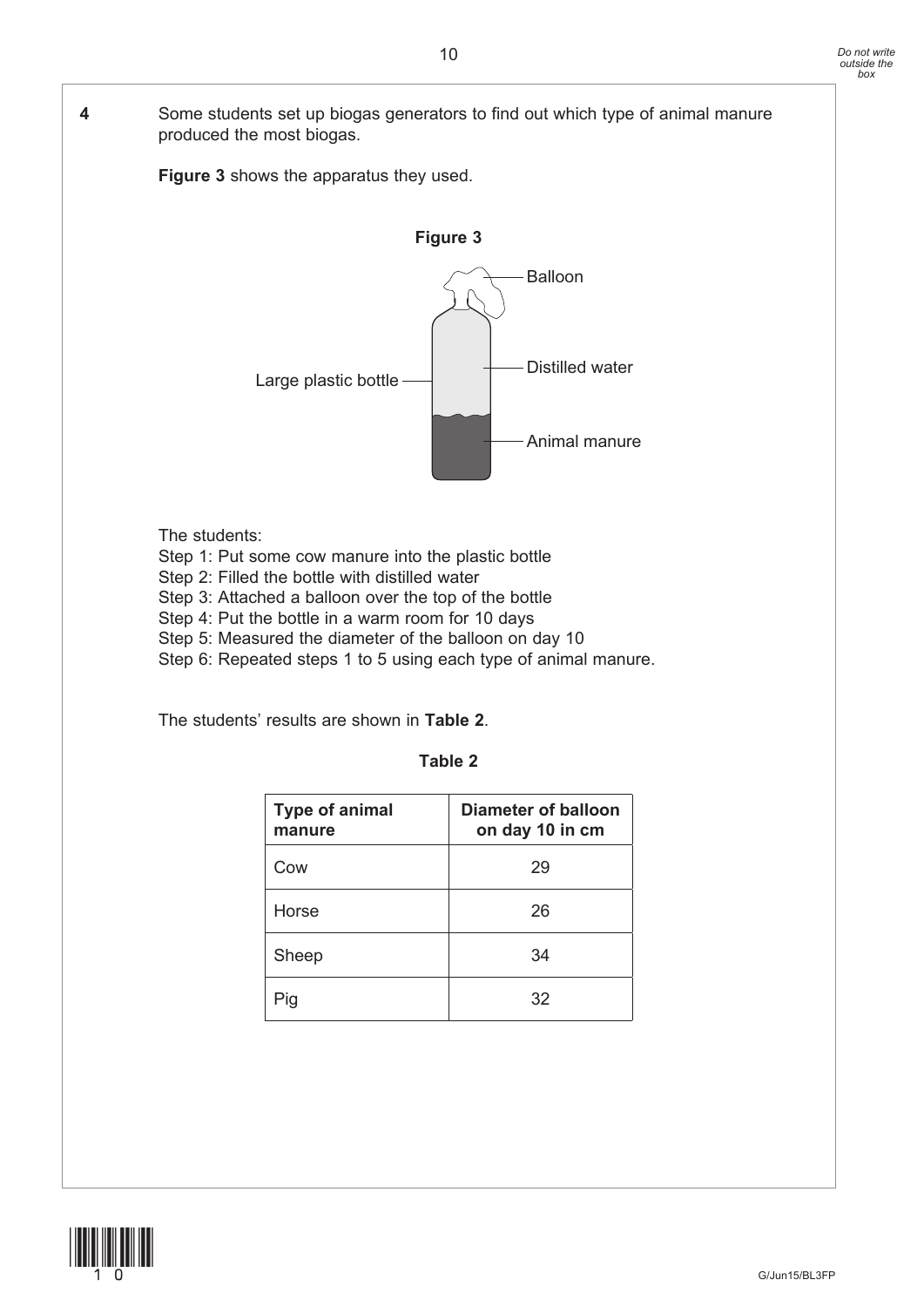**4** Some students set up biogas generators to find out which type of animal manure produced the most biogas.

**Figure 3** shows the apparatus they used.

**Figure 3**

Balloon

Large plastic bottle

Distilled water

Animal manure

The students:

Step 1: Put some cow manure into the plastic bottle
Step 2: Filled the bottle with distilled water
Step 3: Attached a balloon over the top of the bottle
Step 4: Put the bottle in a warm room for 10 days
Step 5: Measured the diameter of the balloon on day 10
Step 6: Repeated steps 1 to 5 using each type of animal manure.

The students' results are shown in **Table 2**.

**Table 2**

| Type of animal manure | Diameter of balloon on day 10 in cm |
| --- | --- |
| Cow | 29 |
| Horse | 26 |
| Sheep | 34 |
| Pig | 32 |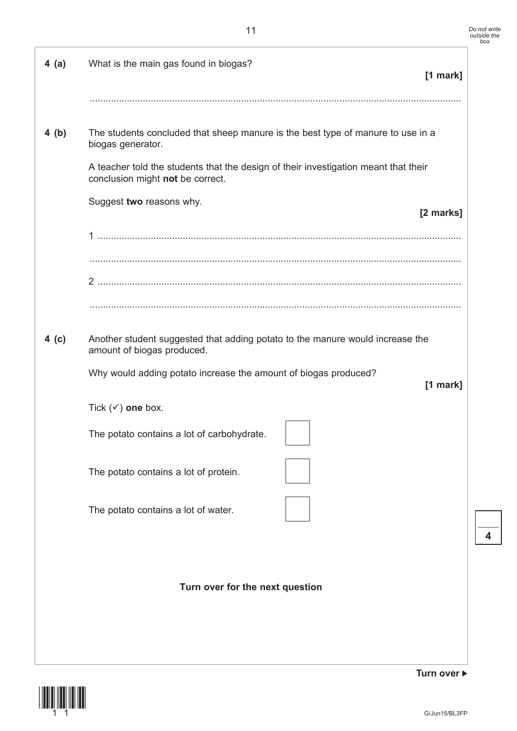**4 (a)** What is the main gas found in biogas?

**[1 mark]**

............................................................................................................................................

**4 (b)** The students concluded that sheep manure is the best type of manure to use in a biogas generator.

A teacher told the students that the design of their investigation meant that their conclusion might **not** be correct.

Suggest **two** reasons why.

**[2 marks]**

1 ............................................................................................................................................

............................................................................................................................................

2 ............................................................................................................................................

............................................................................................................................................

**4 (c)** Another student suggested that adding potato to the manure would increase the amount of biogas produced.

Why would adding potato increase the amount of biogas produced?

**[1 mark]**

Tick (✓) **one** box.

The potato contains a lot of carbohydrate. ☐

The potato contains a lot of protein. ☐

The potato contains a lot of water. ☐

**Turn over for the next question**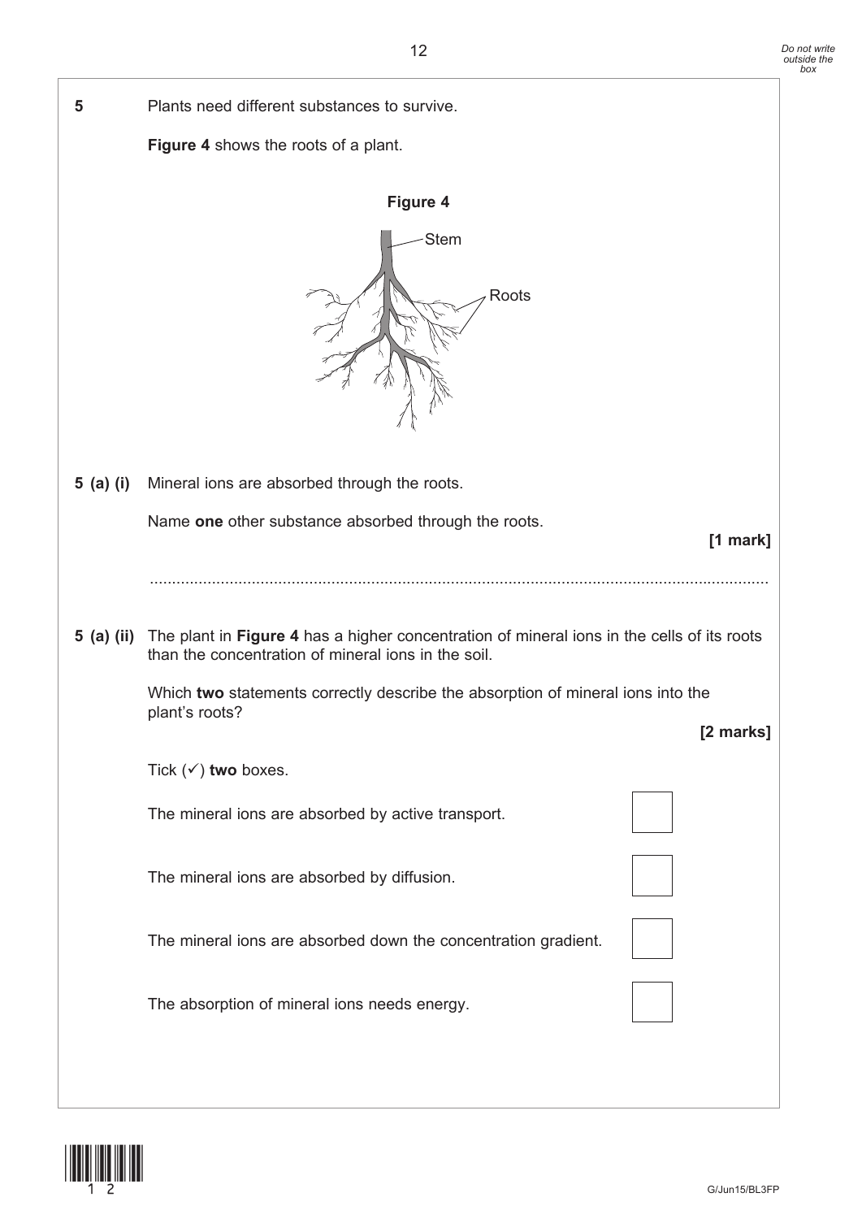**5** Plants need different substances to survive.

**Figure 4** shows the roots of a plant.

**Figure 4**

Stem

Roots

**5 (a) (i)** Mineral ions are absorbed through the roots.

Name **one** other substance absorbed through the roots.

**[1 mark]**

.............................................................................................................................................

**5 (a) (ii)** The plant in **Figure 4** has a higher concentration of mineral ions in the cells of its roots than the concentration of mineral ions in the soil.

Which **two** statements correctly describe the absorption of mineral ions into the plant's roots?

**[2 marks]**

Tick (✓) **two** boxes.

The mineral ions are absorbed by active transport. ☐

The mineral ions are absorbed by diffusion. ☐

The mineral ions are absorbed down the concentration gradient. ☐

The absorption of mineral ions needs energy. ☐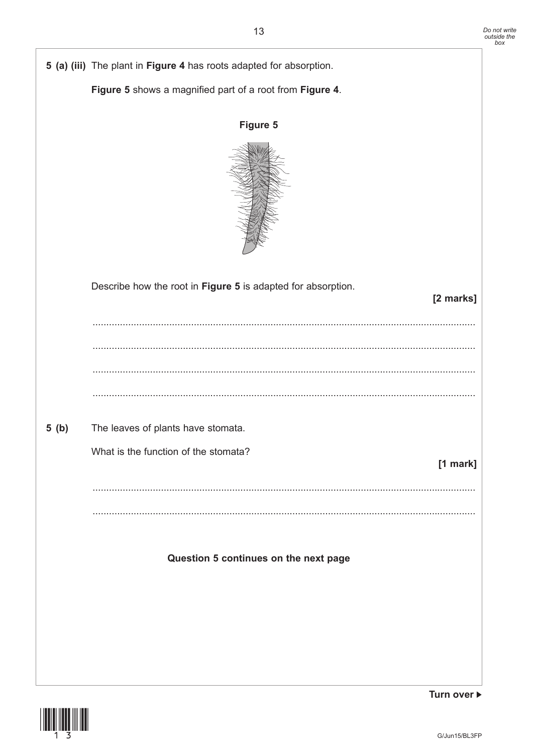**5 (a) (iii)** The plant in **Figure 4** has roots adapted for absorption.

**Figure 5** shows a magnified part of a root from **Figure 4**.

**Figure 5**

Describe how the root in **Figure 5** is adapted for absorption.

**[2 marks]**

...........................................................................................................................................

...........................................................................................................................................

...........................................................................................................................................

...........................................................................................................................................

**5 (b)** The leaves of plants have stomata.

What is the function of the stomata?

**[1 mark]**

...........................................................................................................................................

...........................................................................................................................................

**Question 5 continues on the next page**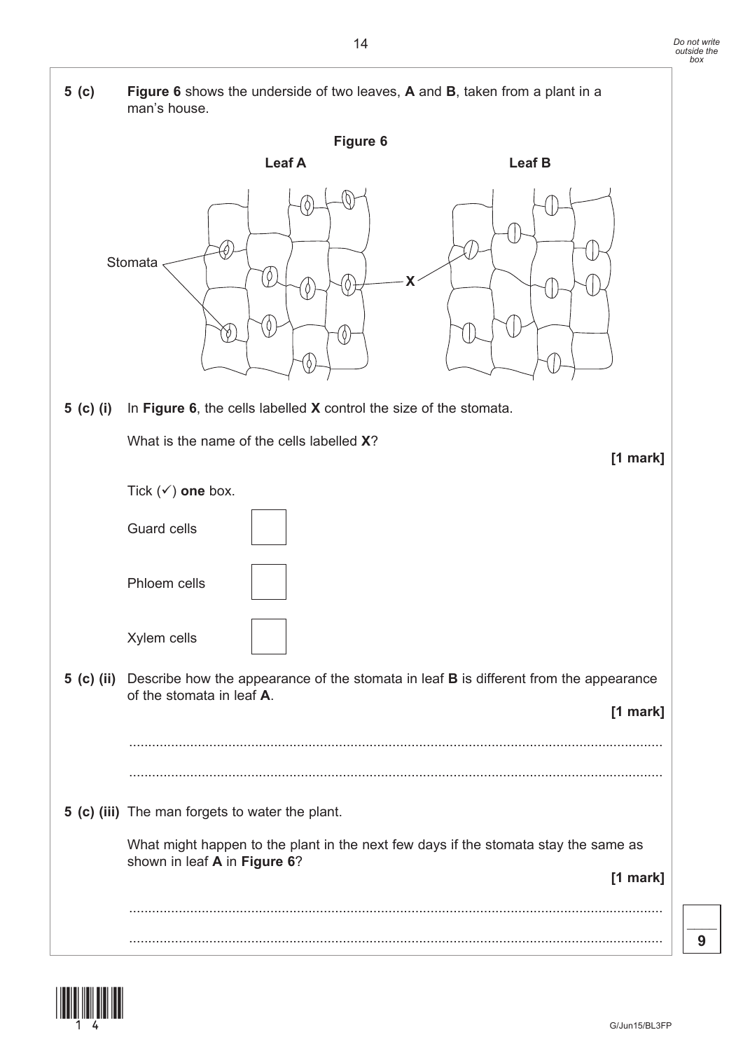**5 (c)** **Figure 6** shows the underside of two leaves, **A** and **B**, taken from a plant in a man's house.

**Figure 6**

**Leaf A** **Leaf B**

Stomata

**X**

**5 (c) (i)** In **Figure 6**, the cells labelled **X** control the size of the stomata.

What is the name of the cells labelled **X**?

**[1 mark]**

Tick (✓) **one** box.

Guard cells ☐

Phloem cells ☐

Xylem cells ☐

**5 (c) (ii)** Describe how the appearance of the stomata in leaf **B** is different from the appearance of the stomata in leaf **A**.

**[1 mark]**

.............................................................................................................................................

.............................................................................................................................................

**5 (c) (iii)** The man forgets to water the plant.

What might happen to the plant in the next few days if the stomata stay the same as shown in leaf **A** in **Figure 6**?

**[1 mark]**

.............................................................................................................................................

.............................................................................................................................................

**9**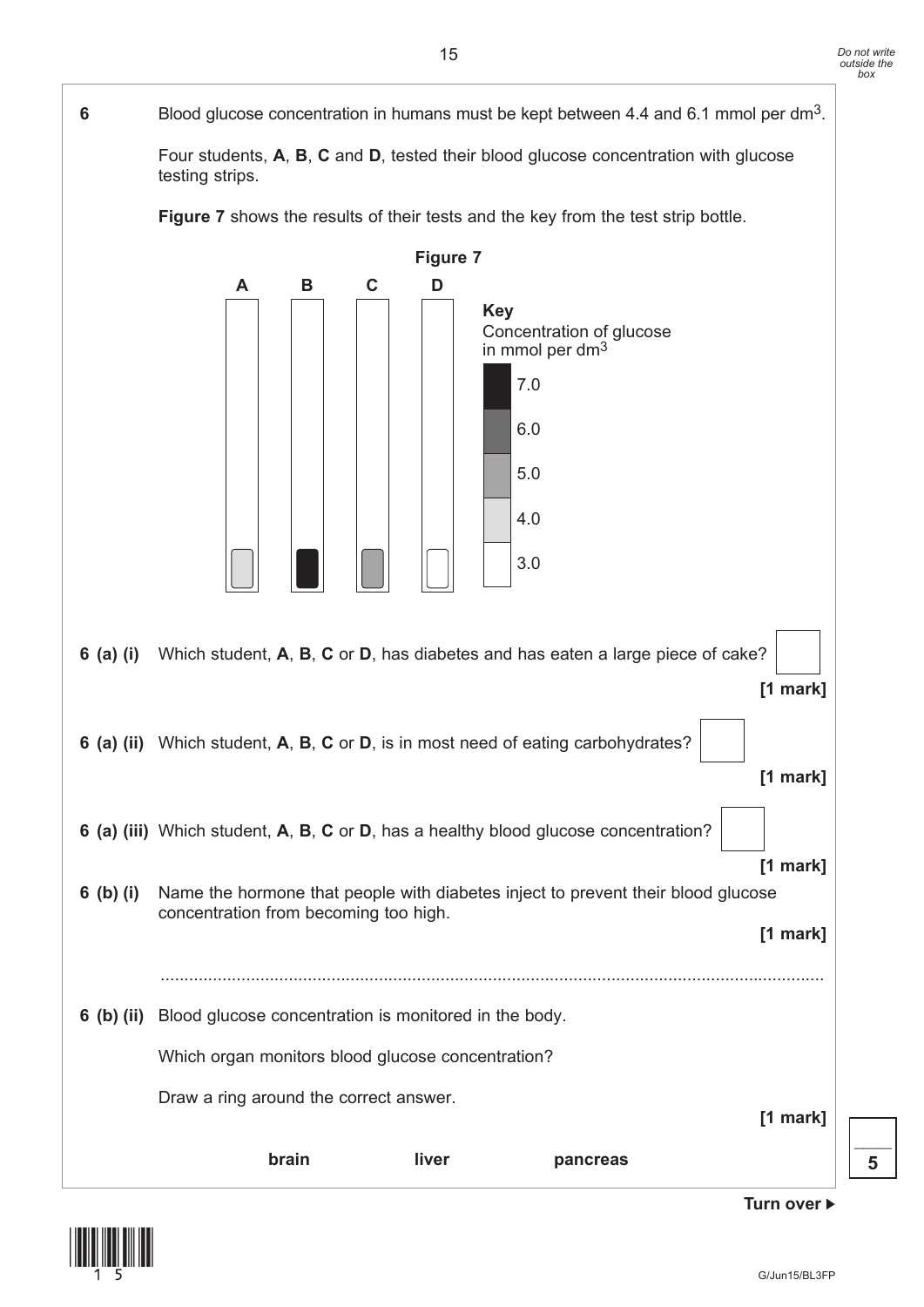**6** Blood glucose concentration in humans must be kept between 4.4 and 6.1 mmol per $dm^3$.

Four students, **A**, **B**, **C** and **D**, tested their blood glucose concentration with glucose testing strips.

**Figure 7** shows the results of their tests and the key from the test strip bottle.

**Figure 7**

**A** **B** **C** **D**

**Key**
Concentration of glucose in mmol per $dm^3$

7.0

6.0

5.0

4.0

3.0

**6 (a) (i)** Which student, **A**, **B**, **C** or **D**, has diabetes and has eaten a large piece of cake?

**[1 mark]**

**6 (a) (ii)** Which student, **A**, **B**, **C** or **D**, is in most need of eating carbohydrates?

**[1 mark]**

**6 (a) (iii)** Which student, **A**, **B**, **C** or **D**, has a healthy blood glucose concentration?

**[1 mark]**

**6 (b) (i)** Name the hormone that people with diabetes inject to prevent their blood glucose concentration from becoming too high.

**[1 mark]**

............................................................................................................................................

**6 (b) (ii)** Blood glucose concentration is monitored in the body.

Which organ monitors blood glucose concentration?

Draw a ring around the correct answer.

**[1 mark]**

**brain** **liver** **pancreas**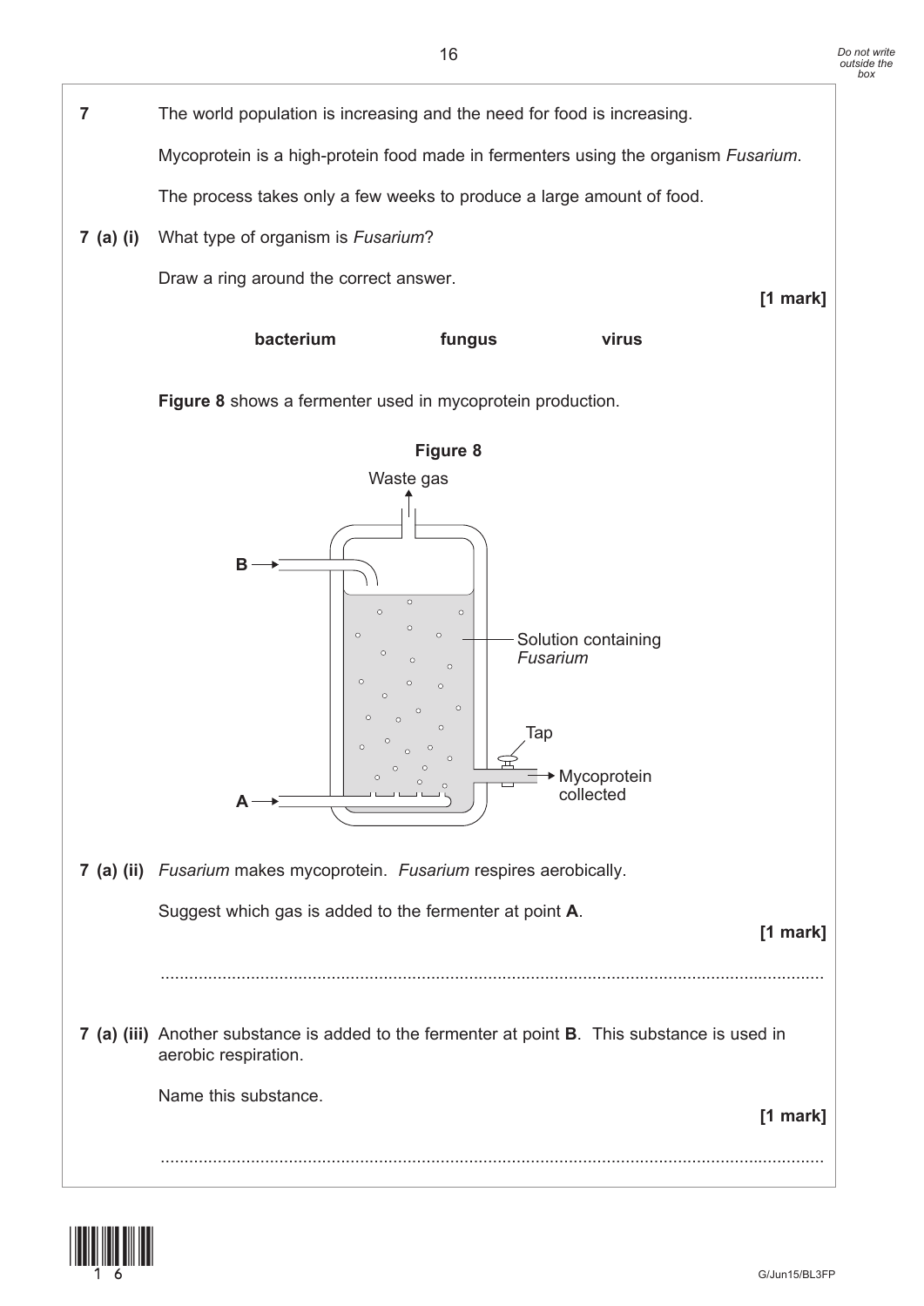**7** The world population is increasing and the need for food is increasing.

Mycoprotein is a high-protein food made in fermenters using the organism *Fusarium*.

The process takes only a few weeks to produce a large amount of food.

**7 (a) (i)** What type of organism is *Fusarium*?

Draw a ring around the correct answer.

**[1 mark]**

**bacterium** **fungus** **virus**

**Figure 8** shows a fermenter used in mycoprotein production.

**Figure 8**

Waste gas

B →

A →

Solution containing *Fusarium*

Tap

Mycoprotein collected

**7 (a) (ii)** *Fusarium* makes mycoprotein. *Fusarium* respires aerobically.

Suggest which gas is added to the fermenter at point **A**.

**[1 mark]**

...........................................................................................................................................

**7 (a) (iii)** Another substance is added to the fermenter at point **B**. This substance is used in aerobic respiration.

Name this substance.

**[1 mark]**

...........................................................................................................................................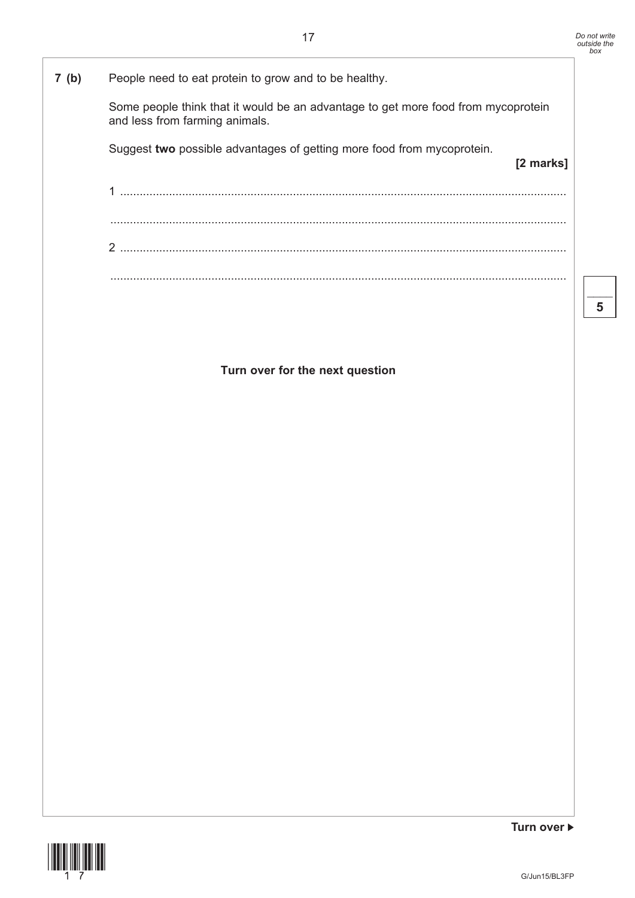**7 (b)** People need to eat protein to grow and to be healthy.

Some people think that it would be an advantage to get more food from mycoprotein and less from farming animals.

Suggest **two** possible advantages of getting more food from mycoprotein.

**[2 marks]**

1 ........................................................................................................................................

...........................................................................................................................................

2 ........................................................................................................................................

...........................................................................................................................................

**Turn over for the next question**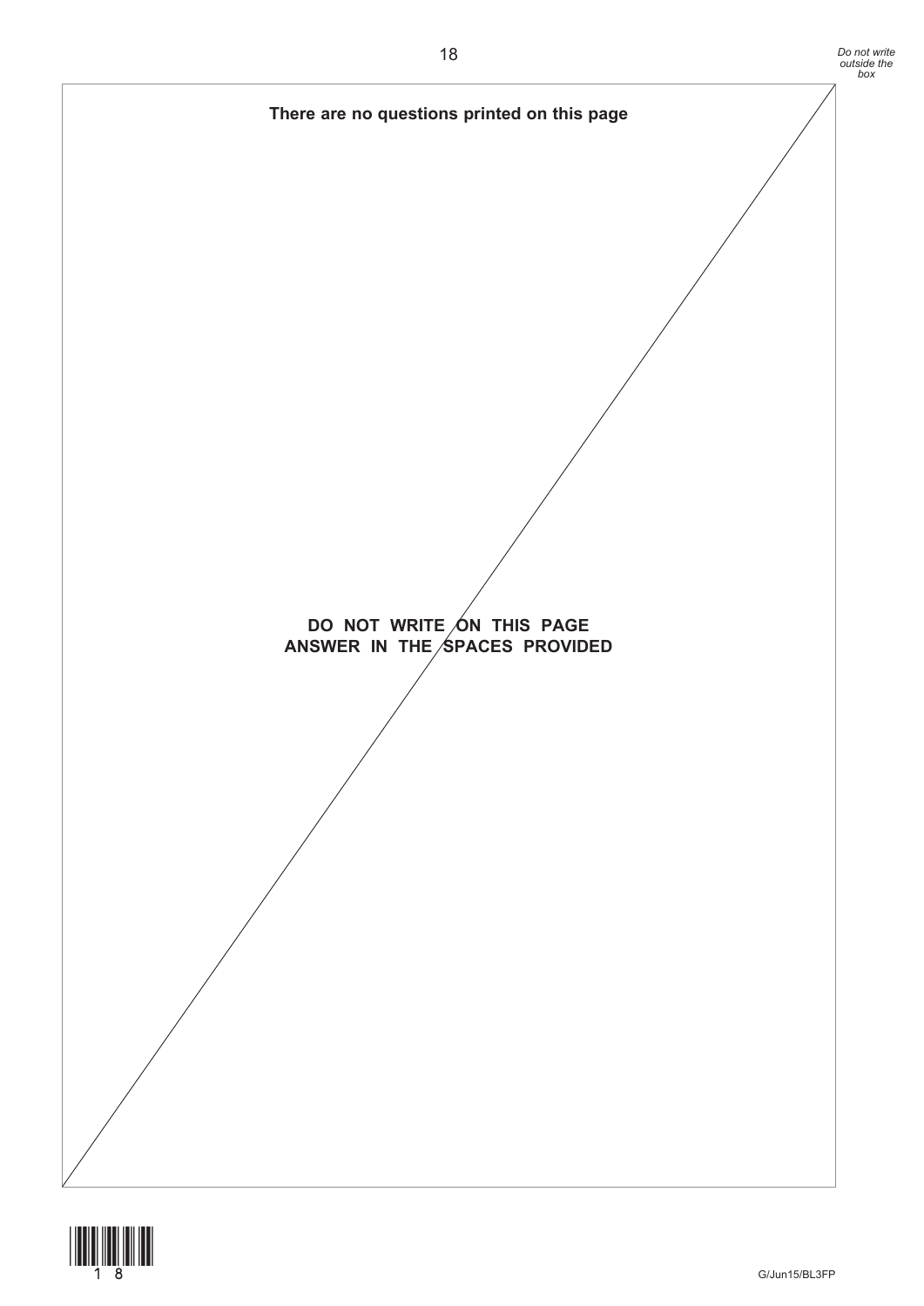**There are no questions printed on this page**

**DO NOT WRITE ON THIS PAGE**
**ANSWER IN THE SPACES PROVIDED**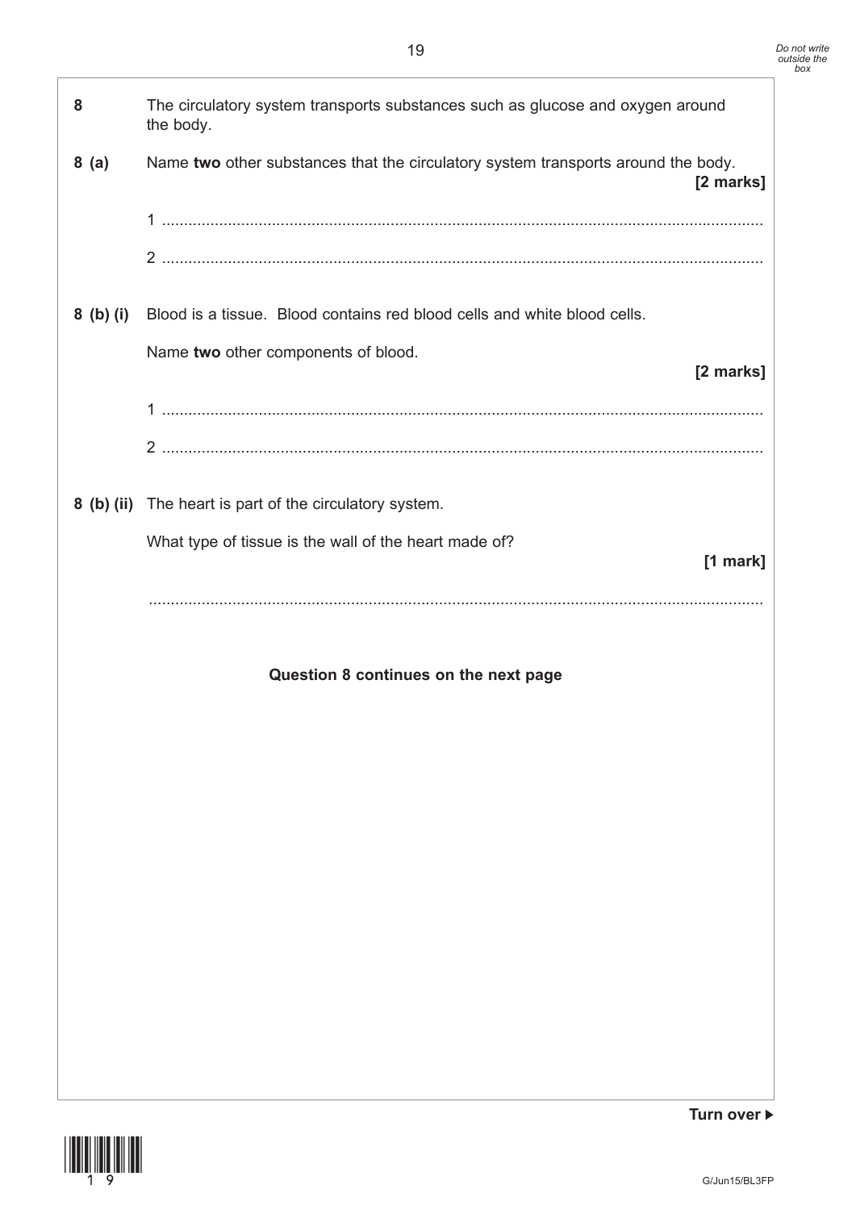**8** The circulatory system transports substances such as glucose and oxygen around the body.

**8 (a)** Name **two** other substances that the circulatory system transports around the body.

**[2 marks]**

1 ..........................................................................................................................

2 ..........................................................................................................................

**8 (b) (i)** Blood is a tissue. Blood contains red blood cells and white blood cells.

Name **two** other components of blood.

**[2 marks]**

1 ..........................................................................................................................

2 ..........................................................................................................................

**8 (b) (ii)** The heart is part of the circulatory system.

What type of tissue is the wall of the heart made of?

**[1 mark]**

..........................................................................................................................

**Question 8 continues on the next page**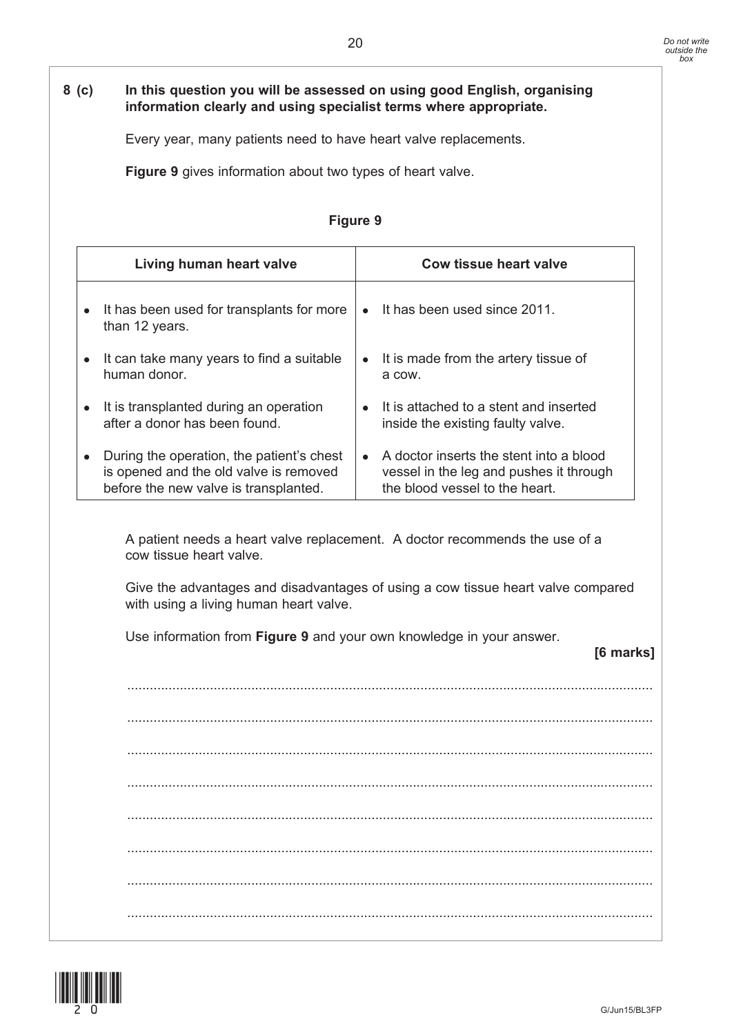**8 (c)** **In this question you will be assessed on using good English, organising information clearly and using specialist terms where appropriate.**

Every year, many patients need to have heart valve replacements.

**Figure 9** gives information about two types of heart valve.

**Figure 9**

| Living human heart valve | Cow tissue heart valve |
| --- | --- |
| • It has been used for transplants for more than 12 years. | • It has been used since 2011. |
| • It can take many years to find a suitable human donor. | • It is made from the artery tissue of a cow. |
| • It is transplanted during an operation after a donor has been found. | • It is attached to a stent and inserted inside the existing faulty valve. |
| • During the operation, the patient's chest is opened and the old valve is removed before the new valve is transplanted. | • A doctor inserts the stent into a blood vessel in the leg and pushes it through the blood vessel to the heart. |

A patient needs a heart valve replacement. A doctor recommends the use of a cow tissue heart valve.

Give the advantages and disadvantages of using a cow tissue heart valve compared with using a living human heart valve.

Use information from **Figure 9** and your own knowledge in your answer.

**[6 marks]**

...........................................................................................................................................

...........................................................................................................................................

...........................................................................................................................................

...........................................................................................................................................

...........................................................................................................................................

...........................................................................................................................................

...........................................................................................................................................

...........................................................................................................................................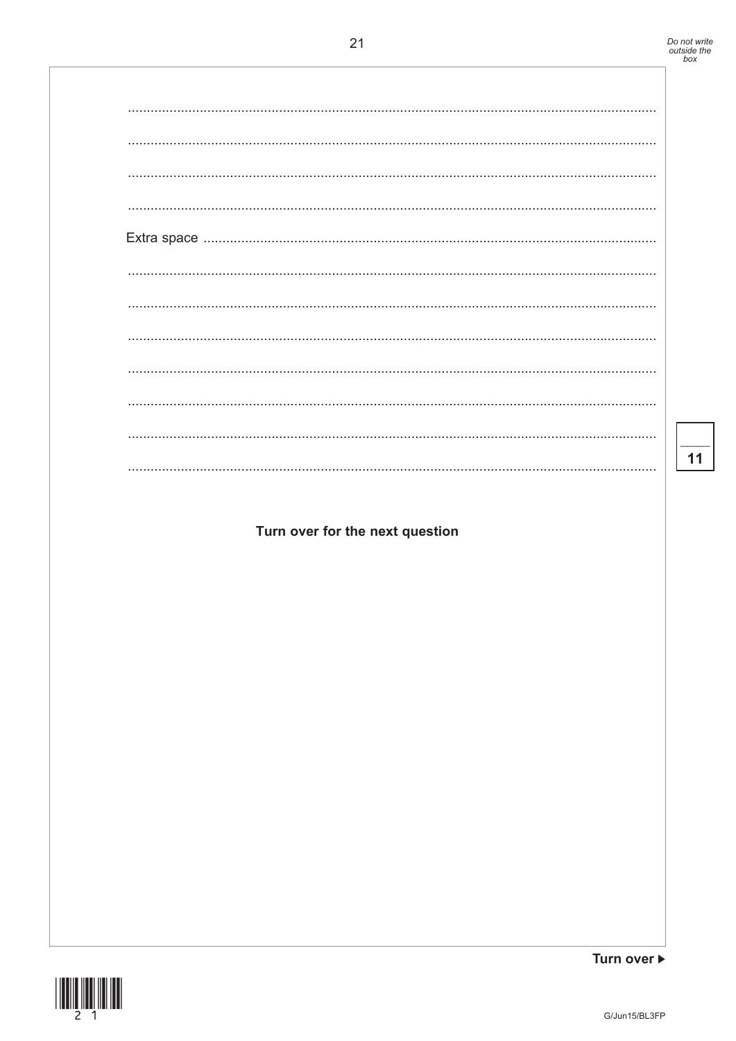Extra space

11

**Turn over for the next question**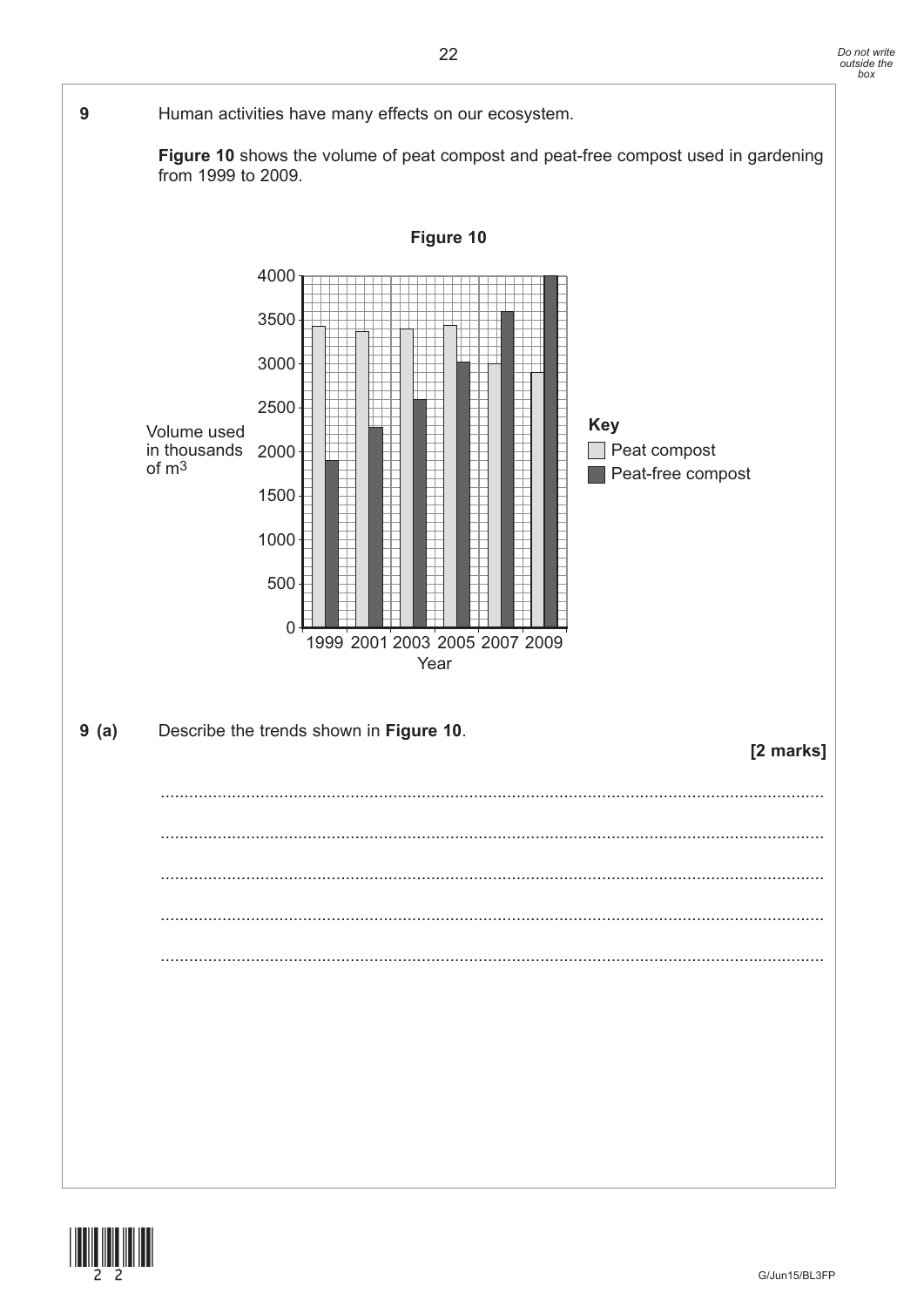**9** Human activities have many effects on our ecosystem.

**Figure 10** shows the volume of peat compost and peat-free compost used in gardening from 1999 to 2009.

**Figure 10**

Volume used in thousands of $m^3$

Year

**Key**
- Peat compost
- Peat-free compost

**9 (a)** Describe the trends shown in **Figure 10**.

**[2 marks]**

............................................................................................................................................

............................................................................................................................................

............................................................................................................................................

............................................................................................................................................

............................................................................................................................................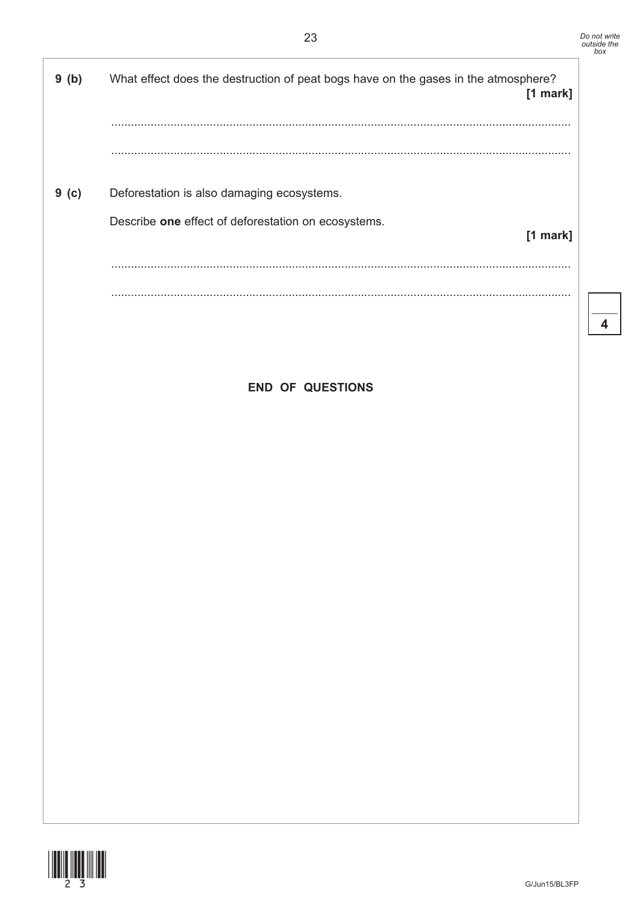**9 (b)** What effect does the destruction of peat bogs have on the gases in the atmosphere? **[1 mark]**

............................................................................................................................................

............................................................................................................................................

**9 (c)** Deforestation is also damaging ecosystems.

Describe **one** effect of deforestation on ecosystems. **[1 mark]**

............................................................................................................................................

............................................................................................................................................

**END OF QUESTIONS**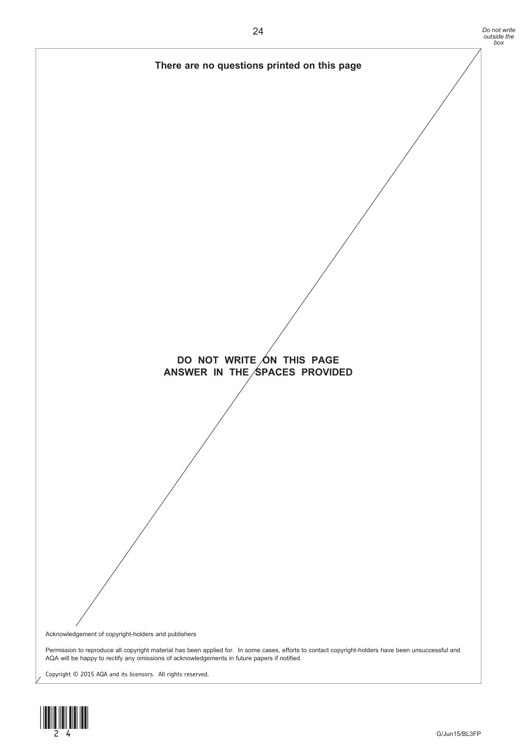**There are no questions printed on this page**

**DO NOT WRITE ON THIS PAGE**
**ANSWER IN THE SPACES PROVIDED**

Acknowledgement of copyright-holders and publishers

Permission to reproduce all copyright material has been applied for. In some cases, efforts to contact copyright-holders have been unsuccessful and AQA will be happy to rectify any omissions of acknowledgements in future papers if notified.

Copyright © 2015 AQA and its licensors. All rights reserved.